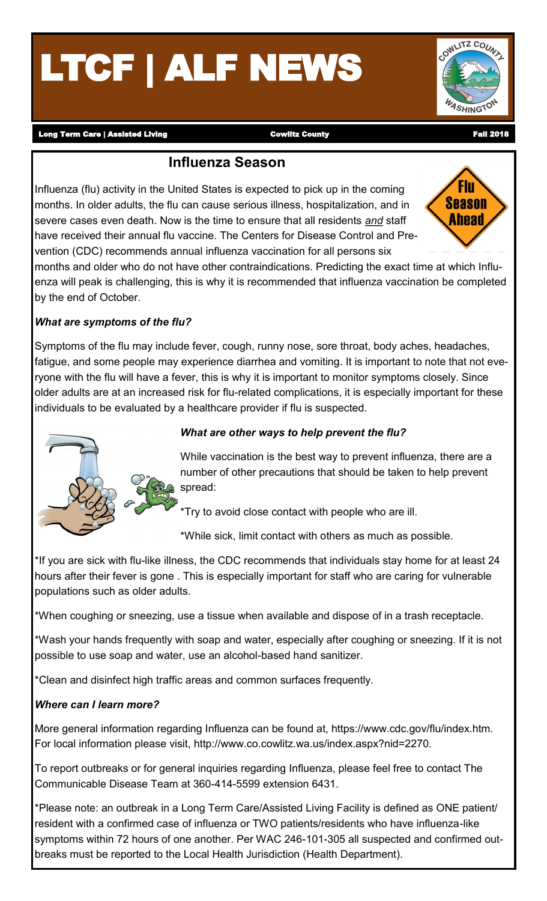# LTCF | ALF NEWS

Long Term Care | Assisted Living    Cowlitz County    Fall 2018

## Influenza Season

Influenza (flu) activity in the United States is expected to pick up in the coming months. In older adults, the flu can cause serious illness, hospitalization, and in severe cases even death. Now is the time to ensure that all residents *and* staff have received their annual flu vaccine. The Centers for Disease Control and Prevention (CDC) recommends annual influenza vaccination for all persons six months and older who do not have other contraindications. Predicting the exact time at which Influenza will peak is challenging, this is why it is recommended that influenza vaccination be completed by the end of October.

### *What are symptoms of the flu?*

Symptoms of the flu may include fever, cough, runny nose, sore throat, body aches, headaches, fatigue, and some people may experience diarrhea and vomiting. It is important to note that not everyone with the flu will have a fever, this is why it is important to monitor symptoms closely. Since older adults are at an increased risk for flu-related complications, it is especially important for these individuals to be evaluated by a healthcare provider if flu is suspected.

### *What are other ways to help prevent the flu?*

While vaccination is the best way to prevent influenza, there are a number of other precautions that should be taken to help prevent spread:

*Try to avoid close contact with people who are ill.

*While sick, limit contact with others as much as possible.

*If you are sick with flu-like illness, the CDC recommends that individuals stay home for at least 24 hours after their fever is gone . This is especially important for staff who are caring for vulnerable populations such as older adults.

*When coughing or sneezing, use a tissue when available and dispose of in a trash receptacle.

*Wash your hands frequently with soap and water, especially after coughing or sneezing. If it is not possible to use soap and water, use an alcohol-based hand sanitizer.

*Clean and disinfect high traffic areas and common surfaces frequently.

### *Where can I learn more?*

More general information regarding Influenza can be found at, https://www.cdc.gov/flu/index.htm. For local information please visit, http://www.co.cowlitz.wa.us/index.aspx?nid=2270.

To report outbreaks or for general inquiries regarding Influenza, please feel free to contact The Communicable Disease Team at 360-414-5599 extension 6431.

*Please note: an outbreak in a Long Term Care/Assisted Living Facility is defined as ONE patient/resident with a confirmed case of influenza or TWO patients/residents who have influenza-like symptoms within 72 hours of one another. Per WAC 246-101-305 all suspected and confirmed outbreaks must be reported to the Local Health Jurisdiction (Health Department).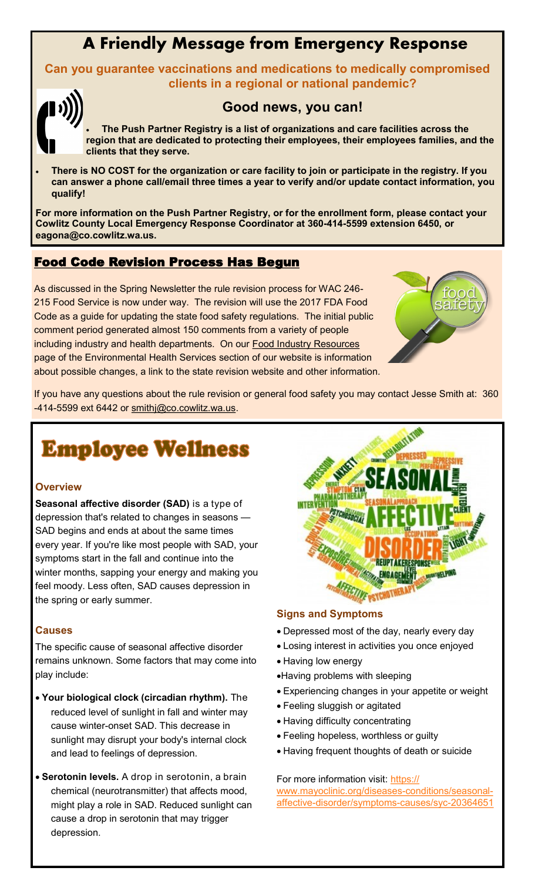# A Friendly Message from Emergency Response

**Can you guarantee vaccinations and medications to medically compromised clients in a regional or national pandemic?**

## Good news, you can!

- **The Push Partner Registry is a list of organizations and care facilities across the region that are dedicated to protecting their employees, their employees families, and the clients that they serve.**
- **There is NO COST for the organization or care facility to join or participate in the registry. If you can answer a phone call/email three times a year to verify and/or update contact information, you qualify!**

**For more information on the Push Partner Registry, or for the enrollment form, please contact your Cowlitz County Local Emergency Response Coordinator at 360-414-5599 extension 6450, or eagona@co.cowlitz.wa.us.**

## Food Code Revision Process Has Begun

As discussed in the Spring Newsletter the rule revision process for WAC 246-215 Food Service is now under way. The revision will use the 2017 FDA Food Code as a guide for updating the state food safety regulations. The initial public comment period generated almost 150 comments from a variety of people including industry and health departments. On our Food Industry Resources page of the Environmental Health Services section of our website is information about possible changes, a link to the state revision website and other information.

If you have any questions about the rule revision or general food safety you may contact Jesse Smith at: 360-414-5599 ext 6442 or smithj@co.cowlitz.wa.us.

# Employee Wellness

### Overview

**Seasonal affective disorder (SAD)** is a type of depression that's related to changes in seasons — SAD begins and ends at about the same times every year. If you're like most people with SAD, your symptoms start in the fall and continue into the winter months, sapping your energy and making you feel moody. Less often, SAD causes depression in the spring or early summer.

### Causes

The specific cause of seasonal affective disorder remains unknown. Some factors that may come into play include:

- **Your biological clock (circadian rhythm).** The reduced level of sunlight in fall and winter may cause winter-onset SAD. This decrease in sunlight may disrupt your body's internal clock and lead to feelings of depression.
- **Serotonin levels.** A drop in serotonin, a brain chemical (neurotransmitter) that affects mood, might play a role in SAD. Reduced sunlight can cause a drop in serotonin that may trigger depression.

### Signs and Symptoms

- Depressed most of the day, nearly every day
- Losing interest in activities you once enjoyed
- Having low energy
- Having problems with sleeping
- Experiencing changes in your appetite or weight
- Feeling sluggish or agitated
- Having difficulty concentrating
- Feeling hopeless, worthless or guilty
- Having frequent thoughts of death or suicide

For more information visit: https://www.mayoclinic.org/diseases-conditions/seasonal-affective-disorder/symptoms-causes/syc-20364651